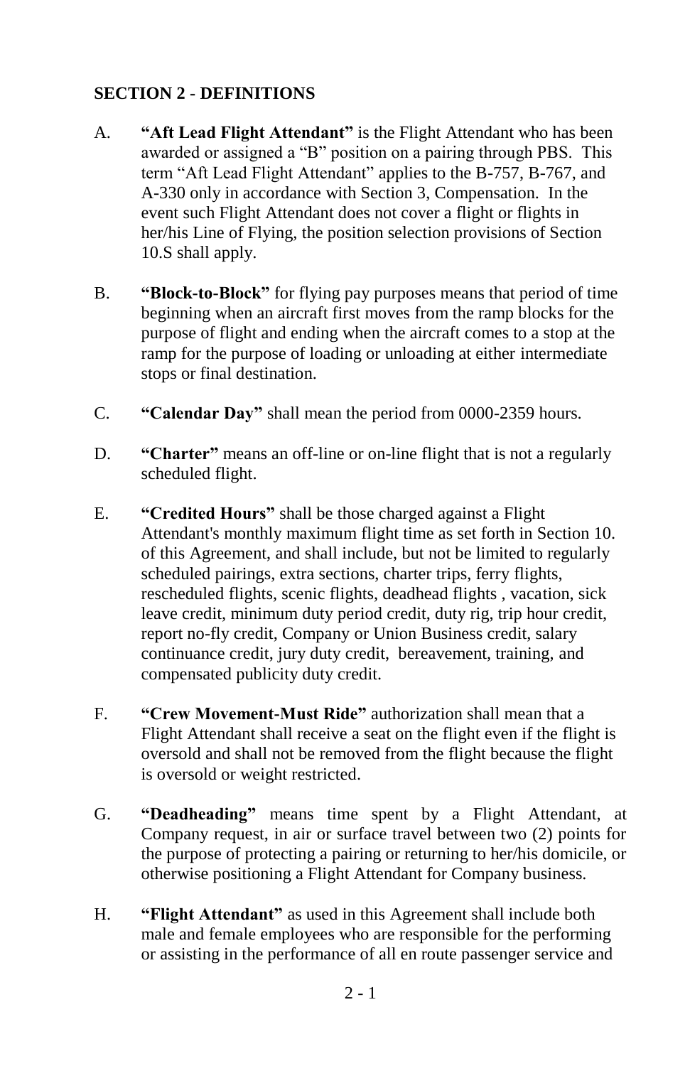## SECTION 2 - DEFINITIONS

A. **"Aft Lead Flight Attendant"** is the Flight Attendant who has been awarded or assigned a "B" position on a pairing through PBS. This term "Aft Lead Flight Attendant" applies to the B-757, B-767, and A-330 only in accordance with Section 3, Compensation. In the event such Flight Attendant does not cover a flight or flights in her/his Line of Flying, the position selection provisions of Section 10.S shall apply.

B. **"Block-to-Block"** for flying pay purposes means that period of time beginning when an aircraft first moves from the ramp blocks for the purpose of flight and ending when the aircraft comes to a stop at the ramp for the purpose of loading or unloading at either intermediate stops or final destination.

C. **"Calendar Day"** shall mean the period from 0000-2359 hours.

D. **"Charter"** means an off-line or on-line flight that is not a regularly scheduled flight.

E. **"Credited Hours"** shall be those charged against a Flight Attendant's monthly maximum flight time as set forth in Section 10. of this Agreement, and shall include, but not be limited to regularly scheduled pairings, extra sections, charter trips, ferry flights, rescheduled flights, scenic flights, deadhead flights , vacation, sick leave credit, minimum duty period credit, duty rig, trip hour credit, report no-fly credit, Company or Union Business credit, salary continuance credit, jury duty credit, bereavement, training, and compensated publicity duty credit.

F. **"Crew Movement-Must Ride"** authorization shall mean that a Flight Attendant shall receive a seat on the flight even if the flight is oversold and shall not be removed from the flight because the flight is oversold or weight restricted.

G. **"Deadheading"** means time spent by a Flight Attendant, at Company request, in air or surface travel between two (2) points for the purpose of protecting a pairing or returning to her/his domicile, or otherwise positioning a Flight Attendant for Company business.

H. **"Flight Attendant"** as used in this Agreement shall include both male and female employees who are responsible for the performing or assisting in the performance of all en route passenger service and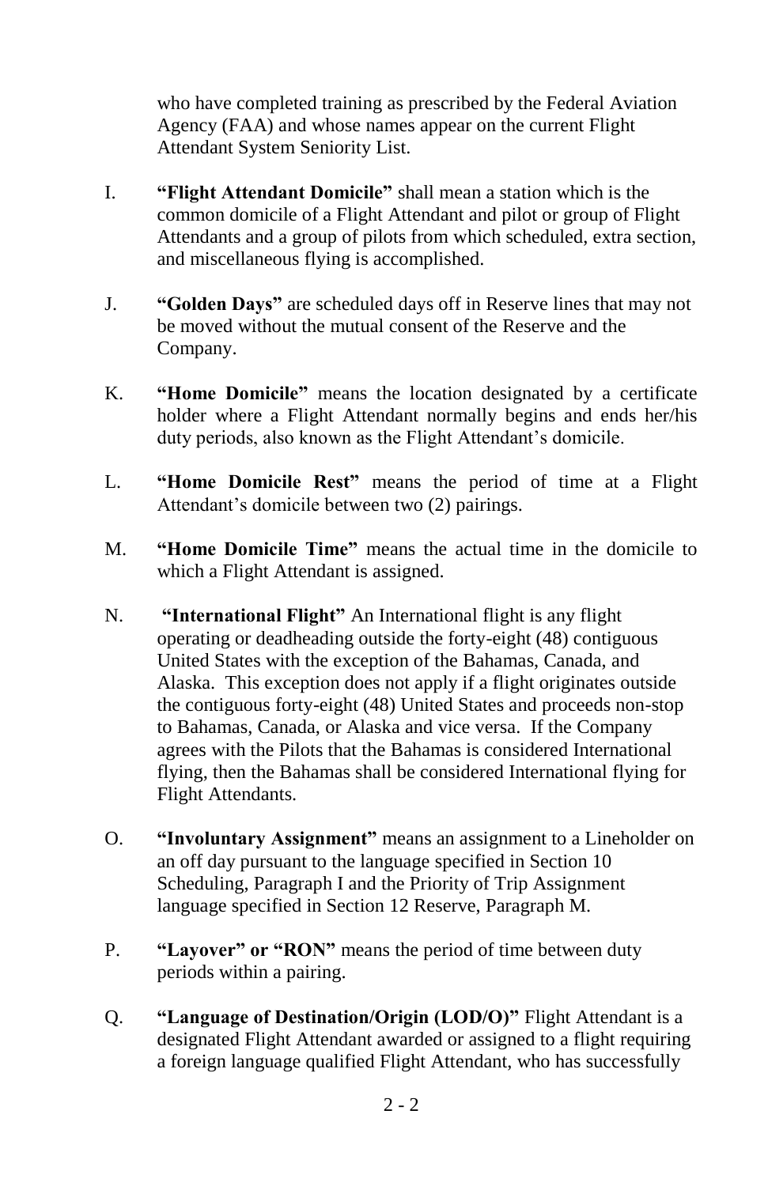who have completed training as prescribed by the Federal Aviation Agency (FAA) and whose names appear on the current Flight Attendant System Seniority List.

I. **"Flight Attendant Domicile"** shall mean a station which is the common domicile of a Flight Attendant and pilot or group of Flight Attendants and a group of pilots from which scheduled, extra section, and miscellaneous flying is accomplished.

J. **"Golden Days"** are scheduled days off in Reserve lines that may not be moved without the mutual consent of the Reserve and the Company.

K. **"Home Domicile"** means the location designated by a certificate holder where a Flight Attendant normally begins and ends her/his duty periods, also known as the Flight Attendant's domicile.

L. **"Home Domicile Rest"** means the period of time at a Flight Attendant's domicile between two (2) pairings.

M. **"Home Domicile Time"** means the actual time in the domicile to which a Flight Attendant is assigned.

N. **"International Flight"** An International flight is any flight operating or deadheading outside the forty-eight (48) contiguous United States with the exception of the Bahamas, Canada, and Alaska. This exception does not apply if a flight originates outside the contiguous forty-eight (48) United States and proceeds non-stop to Bahamas, Canada, or Alaska and vice versa. If the Company agrees with the Pilots that the Bahamas is considered International flying, then the Bahamas shall be considered International flying for Flight Attendants.

O. **"Involuntary Assignment"** means an assignment to a Lineholder on an off day pursuant to the language specified in Section 10 Scheduling, Paragraph I and the Priority of Trip Assignment language specified in Section 12 Reserve, Paragraph M.

P. **"Layover" or "RON"** means the period of time between duty periods within a pairing.

Q. **"Language of Destination/Origin (LOD/O)"** Flight Attendant is a designated Flight Attendant awarded or assigned to a flight requiring a foreign language qualified Flight Attendant, who has successfully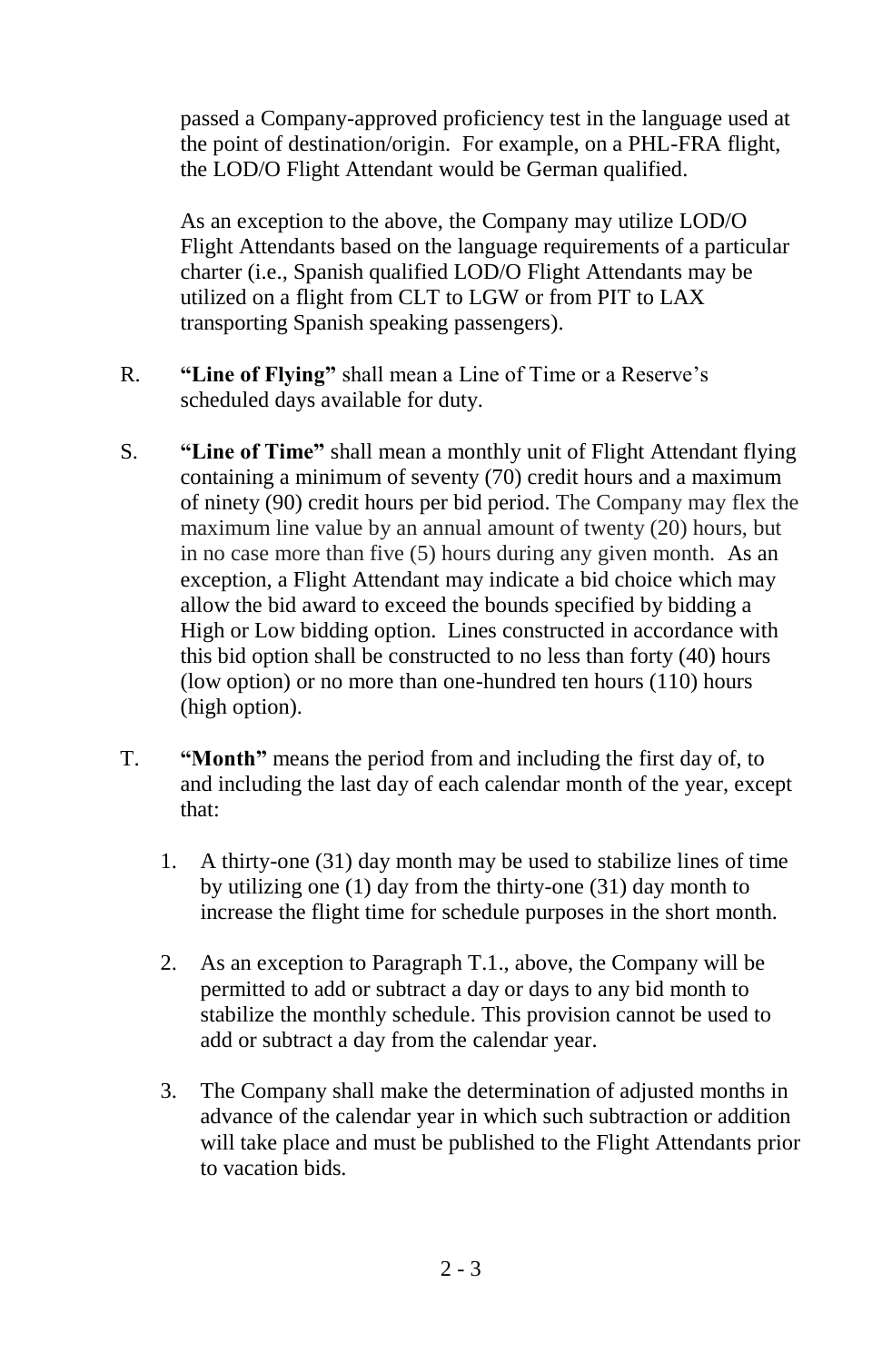passed a Company-approved proficiency test in the language used at the point of destination/origin. For example, on a PHL-FRA flight, the LOD/O Flight Attendant would be German qualified.

As an exception to the above, the Company may utilize LOD/O Flight Attendants based on the language requirements of a particular charter (i.e., Spanish qualified LOD/O Flight Attendants may be utilized on a flight from CLT to LGW or from PIT to LAX transporting Spanish speaking passengers).

R. **"Line of Flying"** shall mean a Line of Time or a Reserve's scheduled days available for duty.

S. **"Line of Time"** shall mean a monthly unit of Flight Attendant flying containing a minimum of seventy (70) credit hours and a maximum of ninety (90) credit hours per bid period. The Company may flex the maximum line value by an annual amount of twenty (20) hours, but in no case more than five (5) hours during any given month. As an exception, a Flight Attendant may indicate a bid choice which may allow the bid award to exceed the bounds specified by bidding a High or Low bidding option. Lines constructed in accordance with this bid option shall be constructed to no less than forty (40) hours (low option) or no more than one-hundred ten hours (110) hours (high option).

T. **"Month"** means the period from and including the first day of, to and including the last day of each calendar month of the year, except that:

1. A thirty-one (31) day month may be used to stabilize lines of time by utilizing one (1) day from the thirty-one (31) day month to increase the flight time for schedule purposes in the short month.

2. As an exception to Paragraph T.1., above, the Company will be permitted to add or subtract a day or days to any bid month to stabilize the monthly schedule. This provision cannot be used to add or subtract a day from the calendar year.

3. The Company shall make the determination of adjusted months in advance of the calendar year in which such subtraction or addition will take place and must be published to the Flight Attendants prior to vacation bids.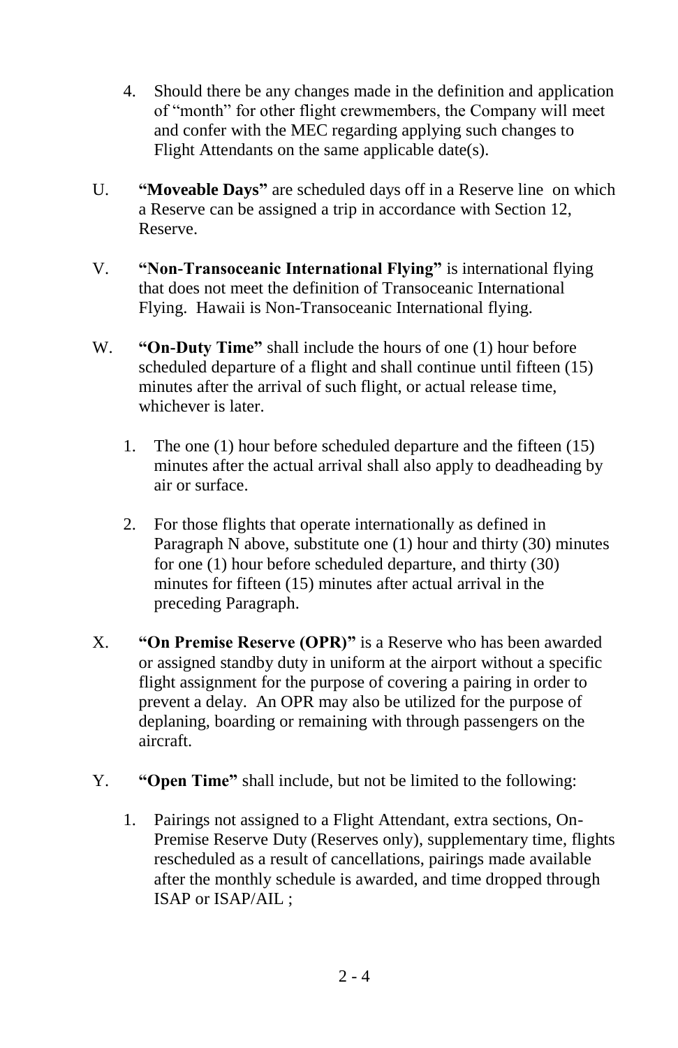4. Should there be any changes made in the definition and application of "month" for other flight crewmembers, the Company will meet and confer with the MEC regarding applying such changes to Flight Attendants on the same applicable date(s).

U. **"Moveable Days"** are scheduled days off in a Reserve line on which a Reserve can be assigned a trip in accordance with Section 12, Reserve.

V. **"Non-Transoceanic International Flying"** is international flying that does not meet the definition of Transoceanic International Flying. Hawaii is Non-Transoceanic International flying.

W. **"On-Duty Time"** shall include the hours of one (1) hour before scheduled departure of a flight and shall continue until fifteen (15) minutes after the arrival of such flight, or actual release time, whichever is later.

1. The one (1) hour before scheduled departure and the fifteen (15) minutes after the actual arrival shall also apply to deadheading by air or surface.

2. For those flights that operate internationally as defined in Paragraph N above, substitute one (1) hour and thirty (30) minutes for one (1) hour before scheduled departure, and thirty (30) minutes for fifteen (15) minutes after actual arrival in the preceding Paragraph.

X. **"On Premise Reserve (OPR)"** is a Reserve who has been awarded or assigned standby duty in uniform at the airport without a specific flight assignment for the purpose of covering a pairing in order to prevent a delay. An OPR may also be utilized for the purpose of deplaning, boarding or remaining with through passengers on the aircraft.

Y. **"Open Time"** shall include, but not be limited to the following:

1. Pairings not assigned to a Flight Attendant, extra sections, On-Premise Reserve Duty (Reserves only), supplementary time, flights rescheduled as a result of cancellations, pairings made available after the monthly schedule is awarded, and time dropped through ISAP or ISAP/AIL ;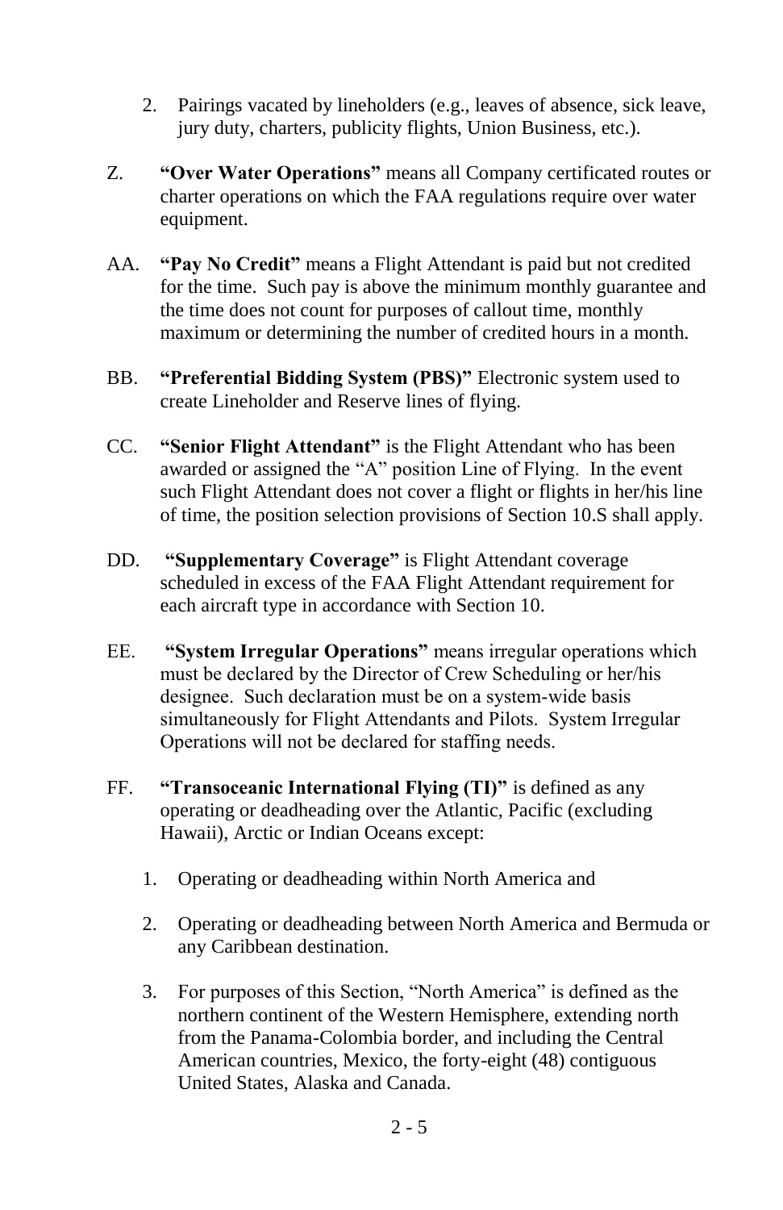2. Pairings vacated by lineholders (e.g., leaves of absence, sick leave, jury duty, charters, publicity flights, Union Business, etc.).

Z. **"Over Water Operations"** means all Company certificated routes or charter operations on which the FAA regulations require over water equipment.

AA. **"Pay No Credit"** means a Flight Attendant is paid but not credited for the time. Such pay is above the minimum monthly guarantee and the time does not count for purposes of callout time, monthly maximum or determining the number of credited hours in a month.

BB. **"Preferential Bidding System (PBS)"** Electronic system used to create Lineholder and Reserve lines of flying.

CC. **"Senior Flight Attendant"** is the Flight Attendant who has been awarded or assigned the "A" position Line of Flying. In the event such Flight Attendant does not cover a flight or flights in her/his line of time, the position selection provisions of Section 10.S shall apply.

DD. **"Supplementary Coverage"** is Flight Attendant coverage scheduled in excess of the FAA Flight Attendant requirement for each aircraft type in accordance with Section 10.

EE. **"System Irregular Operations"** means irregular operations which must be declared by the Director of Crew Scheduling or her/his designee. Such declaration must be on a system-wide basis simultaneously for Flight Attendants and Pilots. System Irregular Operations will not be declared for staffing needs.

FF. **"Transoceanic International Flying (TI)"** is defined as any operating or deadheading over the Atlantic, Pacific (excluding Hawaii), Arctic or Indian Oceans except:

1. Operating or deadheading within North America and
2. Operating or deadheading between North America and Bermuda or any Caribbean destination.
3. For purposes of this Section, "North America" is defined as the northern continent of the Western Hemisphere, extending north from the Panama-Colombia border, and including the Central American countries, Mexico, the forty-eight (48) contiguous United States, Alaska and Canada.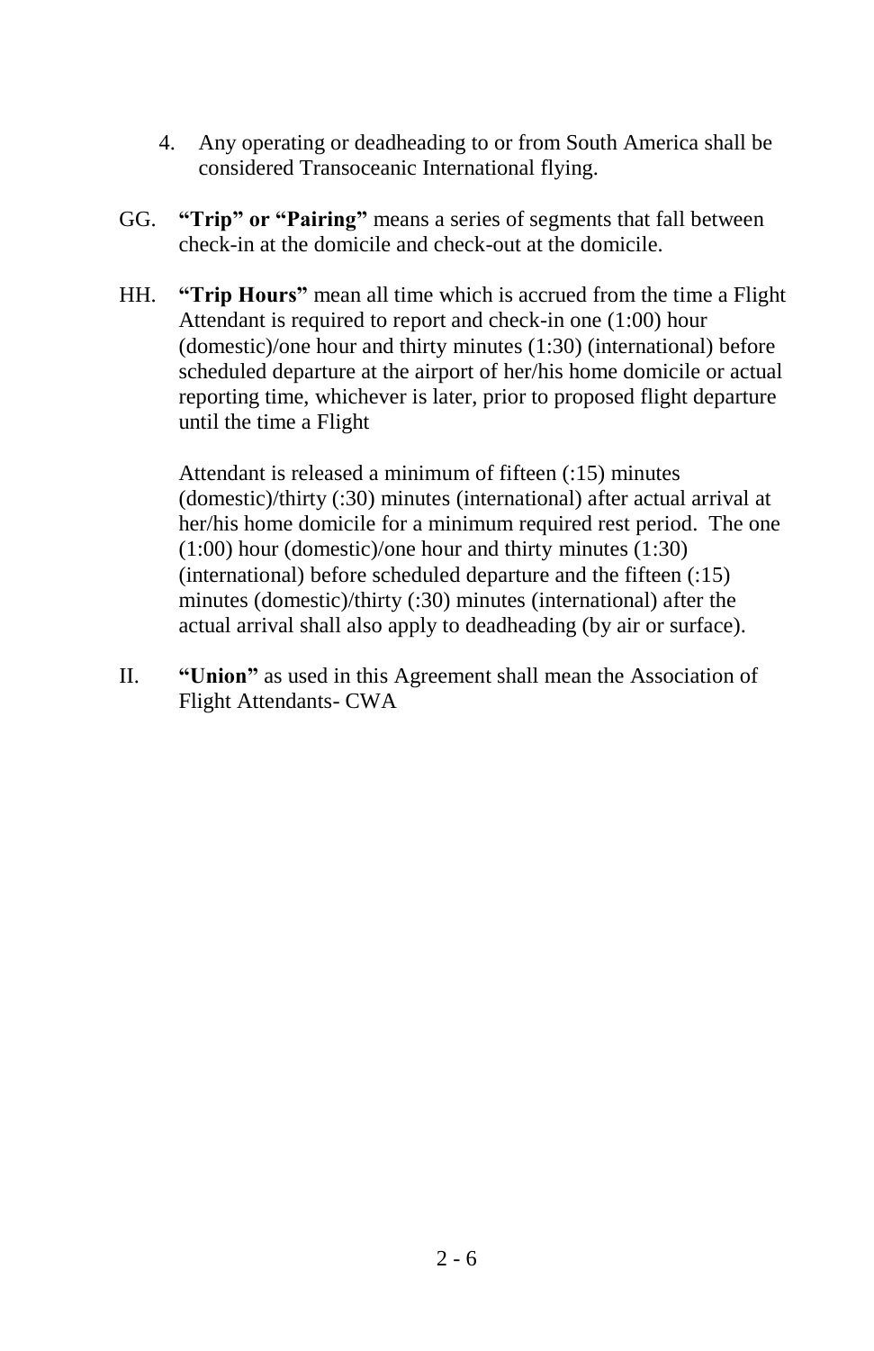4. Any operating or deadheading to or from South America shall be considered Transoceanic International flying.

GG. **"Trip" or "Pairing"** means a series of segments that fall between check-in at the domicile and check-out at the domicile.

HH. **"Trip Hours"** mean all time which is accrued from the time a Flight Attendant is required to report and check-in one (1:00) hour (domestic)/one hour and thirty minutes (1:30) (international) before scheduled departure at the airport of her/his home domicile or actual reporting time, whichever is later, prior to proposed flight departure until the time a Flight

Attendant is released a minimum of fifteen (:15) minutes (domestic)/thirty (:30) minutes (international) after actual arrival at her/his home domicile for a minimum required rest period. The one (1:00) hour (domestic)/one hour and thirty minutes (1:30) (international) before scheduled departure and the fifteen (:15) minutes (domestic)/thirty (:30) minutes (international) after the actual arrival shall also apply to deadheading (by air or surface).

II. **"Union"** as used in this Agreement shall mean the Association of Flight Attendants- CWA